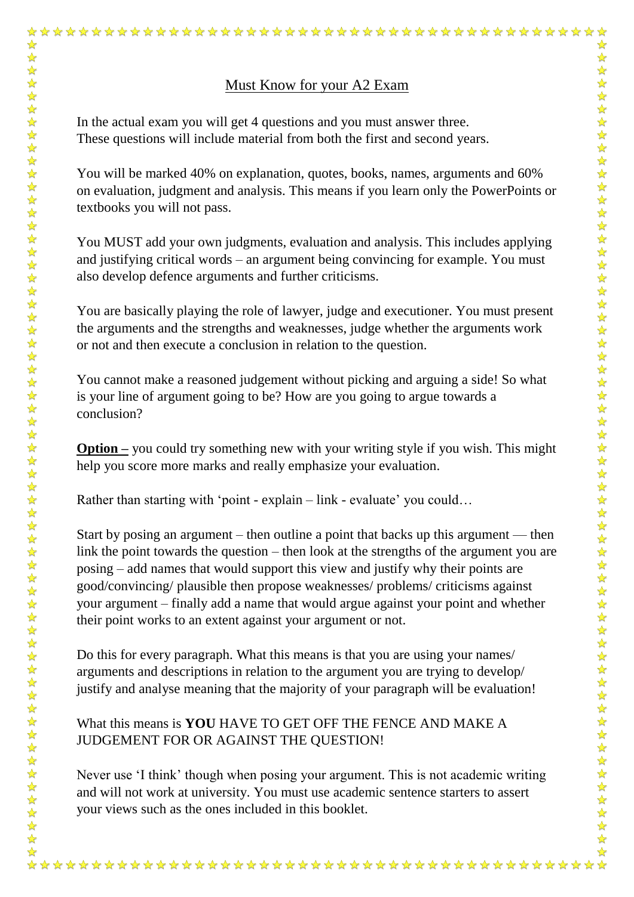# Must Know for your A2 Exam

In the actual exam you will get 4 questions and you must answer three.
These questions will include material from both the first and second years.

You will be marked 40% on explanation, quotes, books, names, arguments and 60% on evaluation, judgment and analysis. This means if you learn only the PowerPoints or textbooks you will not pass.

You MUST add your own judgments, evaluation and analysis. This includes applying and justifying critical words – an argument being convincing for example. You must also develop defence arguments and further criticisms.

You are basically playing the role of lawyer, judge and executioner. You must present the arguments and the strengths and weaknesses, judge whether the arguments work or not and then execute a conclusion in relation to the question.

You cannot make a reasoned judgement without picking and arguing a side! So what is your line of argument going to be? How are you going to argue towards a conclusion?

**Option –** you could try something new with your writing style if you wish. This might help you score more marks and really emphasize your evaluation.

Rather than starting with 'point - explain – link - evaluate' you could…

Start by posing an argument – then outline a point that backs up this argument — then link the point towards the question – then look at the strengths of the argument you are posing – add names that would support this view and justify why their points are good/convincing/ plausible then propose weaknesses/ problems/ criticisms against your argument – finally add a name that would argue against your point and whether their point works to an extent against your argument or not.

Do this for every paragraph. What this means is that you are using your names/ arguments and descriptions in relation to the argument you are trying to develop/ justify and analyse meaning that the majority of your paragraph will be evaluation!

What this means is **YOU** HAVE TO GET OFF THE FENCE AND MAKE A JUDGEMENT FOR OR AGAINST THE QUESTION!

Never use 'I think' though when posing your argument. This is not academic writing and will not work at university. You must use academic sentence starters to assert your views such as the ones included in this booklet.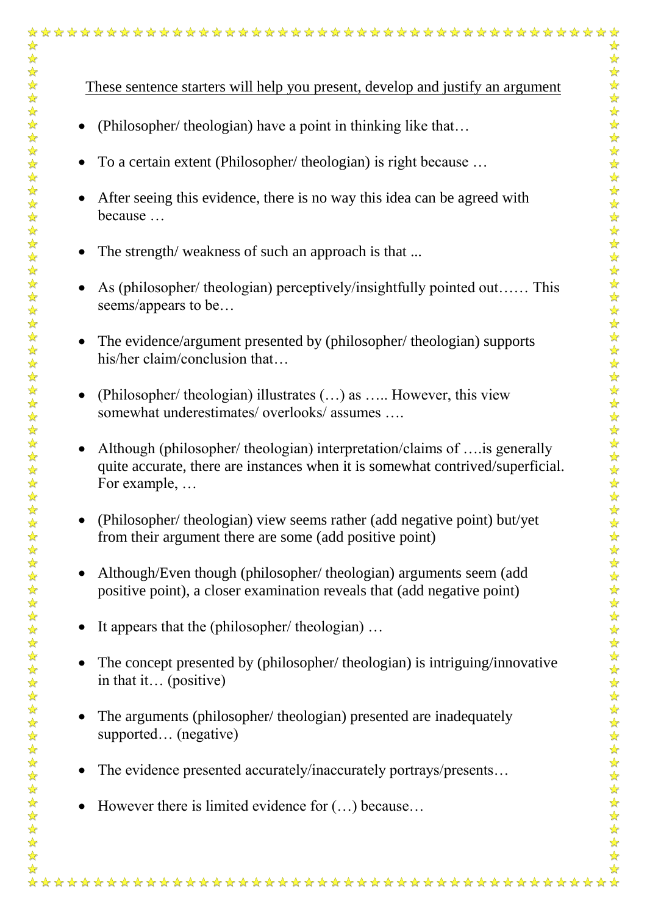<u>These sentence starters will help you present, develop and justify an argument</u>

- (Philosopher/ theologian) have a point in thinking like that…
- To a certain extent (Philosopher/ theologian) is right because …
- After seeing this evidence, there is no way this idea can be agreed with because …
- The strength/ weakness of such an approach is that ...
- As (philosopher/ theologian) perceptively/insightfully pointed out…… This seems/appears to be…
- The evidence/argument presented by (philosopher/ theologian) supports his/her claim/conclusion that…
- (Philosopher/ theologian) illustrates (…) as ….. However, this view somewhat underestimates/ overlooks/ assumes ….
- Although (philosopher/ theologian) interpretation/claims of ….is generally quite accurate, there are instances when it is somewhat contrived/superficial. For example, …
- (Philosopher/ theologian) view seems rather (add negative point) but/yet from their argument there are some (add positive point)
- Although/Even though (philosopher/ theologian) arguments seem (add positive point), a closer examination reveals that (add negative point)
- It appears that the (philosopher/ theologian) …
- The concept presented by (philosopher/ theologian) is intriguing/innovative in that it… (positive)
- The arguments (philosopher/ theologian) presented are inadequately supported… (negative)
- The evidence presented accurately/inaccurately portrays/presents…
- However there is limited evidence for (…) because…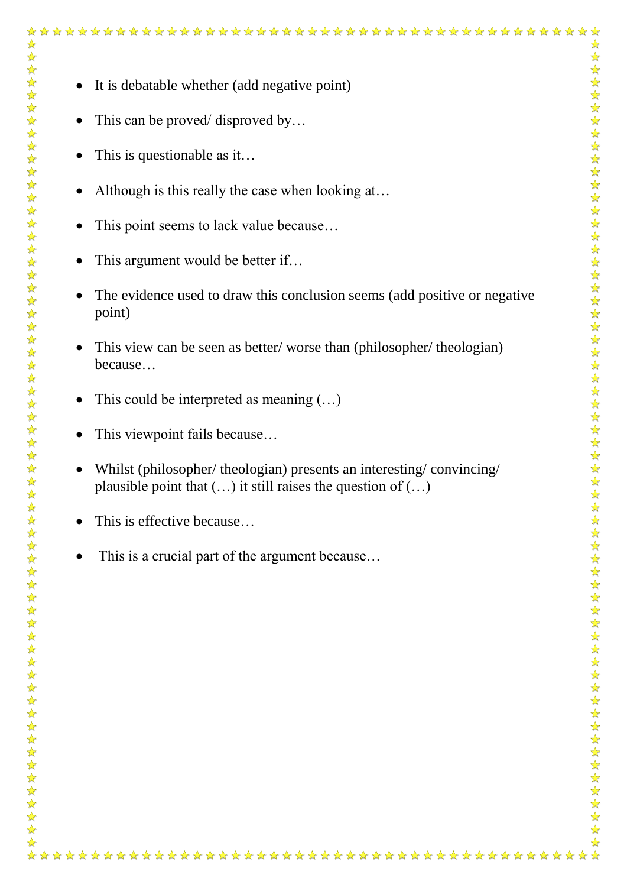- It is debatable whether (add negative point)
- This can be proved/ disproved by…
- This is questionable as it…
- Although is this really the case when looking at…
- This point seems to lack value because…
- This argument would be better if…
- The evidence used to draw this conclusion seems (add positive or negative point)
- This view can be seen as better/ worse than (philosopher/ theologian) because…
- This could be interpreted as meaning (…)
- This viewpoint fails because…
- Whilst (philosopher/ theologian) presents an interesting/ convincing/ plausible point that (…) it still raises the question of (…)
- This is effective because…
- This is a crucial part of the argument because…